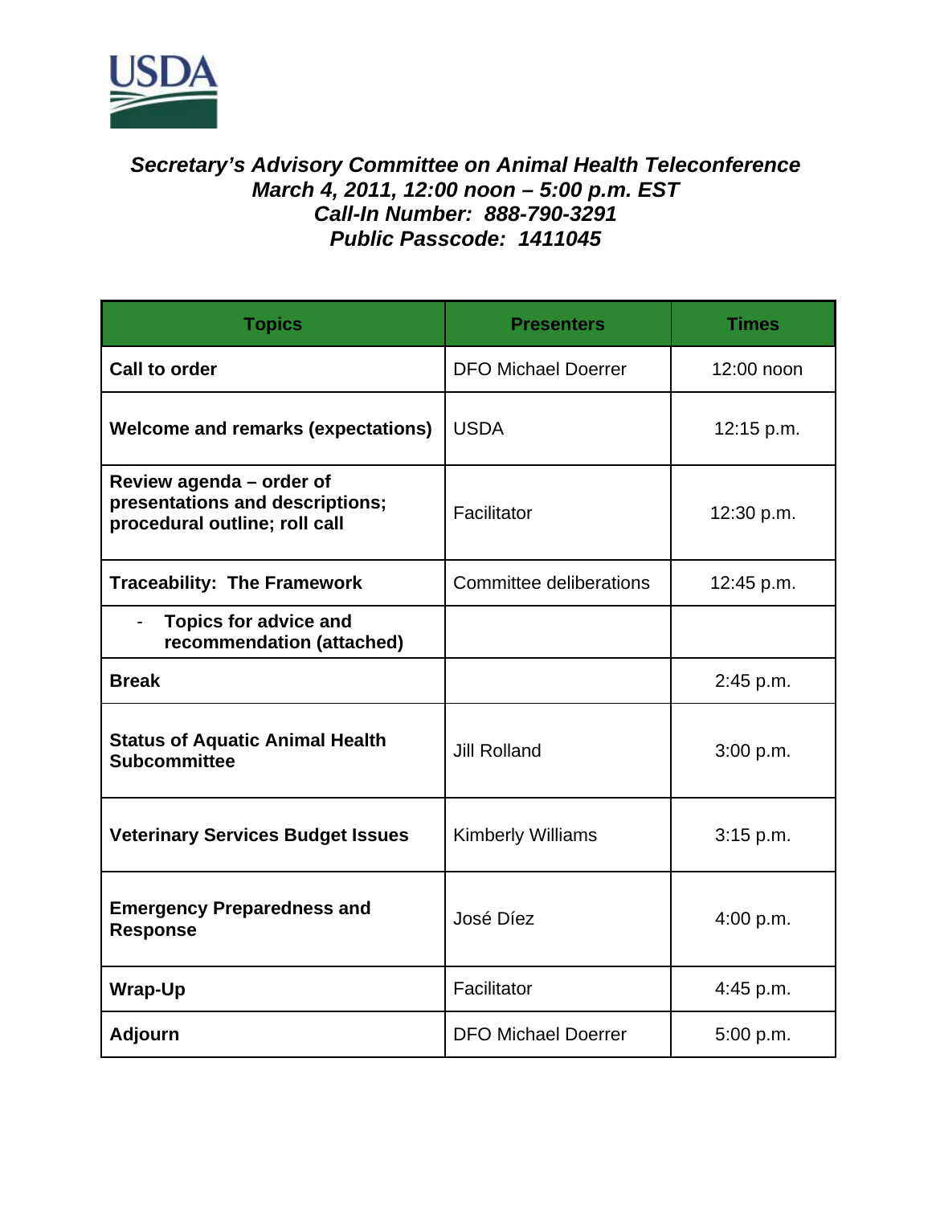USDA

***Secretary's Advisory Committee on Animal Health Teleconference***
***March 4, 2011, 12:00 noon – 5:00 p.m. EST***
***Call-In Number: 888-790-3291***
***Public Passcode: 1411045***

| Topics | Presenters | Times |
|---|---|---|
| **Call to order** | DFO Michael Doerrer | 12:00 noon |
| **Welcome and remarks (expectations)** | USDA | 12:15 p.m. |
| **Review agenda – order of presentations and descriptions; procedural outline; roll call** | Facilitator | 12:30 p.m. |
| **Traceability: The Framework** | Committee deliberations | 12:45 p.m. |
| - **Topics for advice and recommendation (attached)** | | |
| **Break** | | 2:45 p.m. |
| **Status of Aquatic Animal Health Subcommittee** | Jill Rolland | 3:00 p.m. |
| **Veterinary Services Budget Issues** | Kimberly Williams | 3:15 p.m. |
| **Emergency Preparedness and Response** | José Díez | 4:00 p.m. |
| **Wrap-Up** | Facilitator | 4:45 p.m. |
| **Adjourn** | DFO Michael Doerrer | 5:00 p.m. |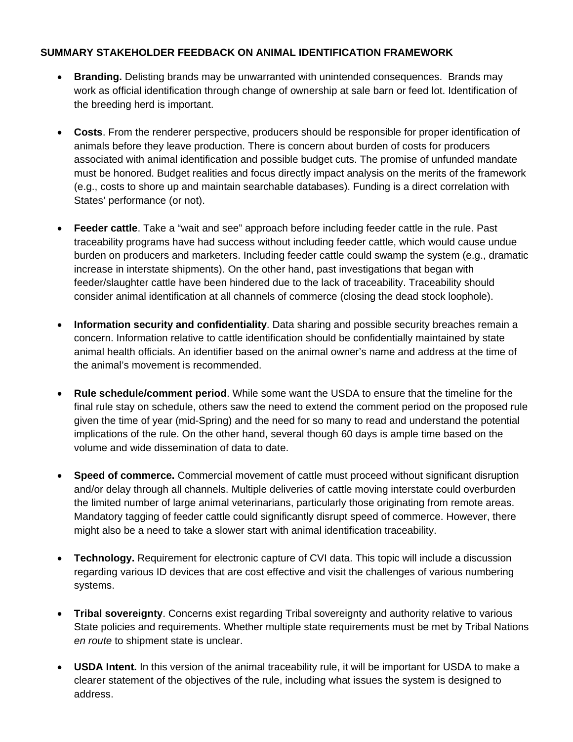**SUMMARY STAKEHOLDER FEEDBACK ON ANIMAL IDENTIFICATION FRAMEWORK**

- **Branding.** Delisting brands may be unwarranted with unintended consequences. Brands may work as official identification through change of ownership at sale barn or feed lot. Identification of the breeding herd is important.

- **Costs**. From the renderer perspective, producers should be responsible for proper identification of animals before they leave production. There is concern about burden of costs for producers associated with animal identification and possible budget cuts. The promise of unfunded mandate must be honored. Budget realities and focus directly impact analysis on the merits of the framework (e.g., costs to shore up and maintain searchable databases). Funding is a direct correlation with States' performance (or not).

- **Feeder cattle**. Take a "wait and see" approach before including feeder cattle in the rule. Past traceability programs have had success without including feeder cattle, which would cause undue burden on producers and marketers. Including feeder cattle could swamp the system (e.g., dramatic increase in interstate shipments). On the other hand, past investigations that began with feeder/slaughter cattle have been hindered due to the lack of traceability. Traceability should consider animal identification at all channels of commerce (closing the dead stock loophole).

- **Information security and confidentiality**. Data sharing and possible security breaches remain a concern. Information relative to cattle identification should be confidentially maintained by state animal health officials. An identifier based on the animal owner's name and address at the time of the animal's movement is recommended.

- **Rule schedule/comment period**. While some want the USDA to ensure that the timeline for the final rule stay on schedule, others saw the need to extend the comment period on the proposed rule given the time of year (mid-Spring) and the need for so many to read and understand the potential implications of the rule. On the other hand, several though 60 days is ample time based on the volume and wide dissemination of data to date.

- **Speed of commerce.** Commercial movement of cattle must proceed without significant disruption and/or delay through all channels. Multiple deliveries of cattle moving interstate could overburden the limited number of large animal veterinarians, particularly those originating from remote areas. Mandatory tagging of feeder cattle could significantly disrupt speed of commerce. However, there might also be a need to take a slower start with animal identification traceability.

- **Technology.** Requirement for electronic capture of CVI data. This topic will include a discussion regarding various ID devices that are cost effective and visit the challenges of various numbering systems.

- **Tribal sovereignty**. Concerns exist regarding Tribal sovereignty and authority relative to various State policies and requirements. Whether multiple state requirements must be met by Tribal Nations *en route* to shipment state is unclear.

- **USDA Intent.** In this version of the animal traceability rule, it will be important for USDA to make a clearer statement of the objectives of the rule, including what issues the system is designed to address.